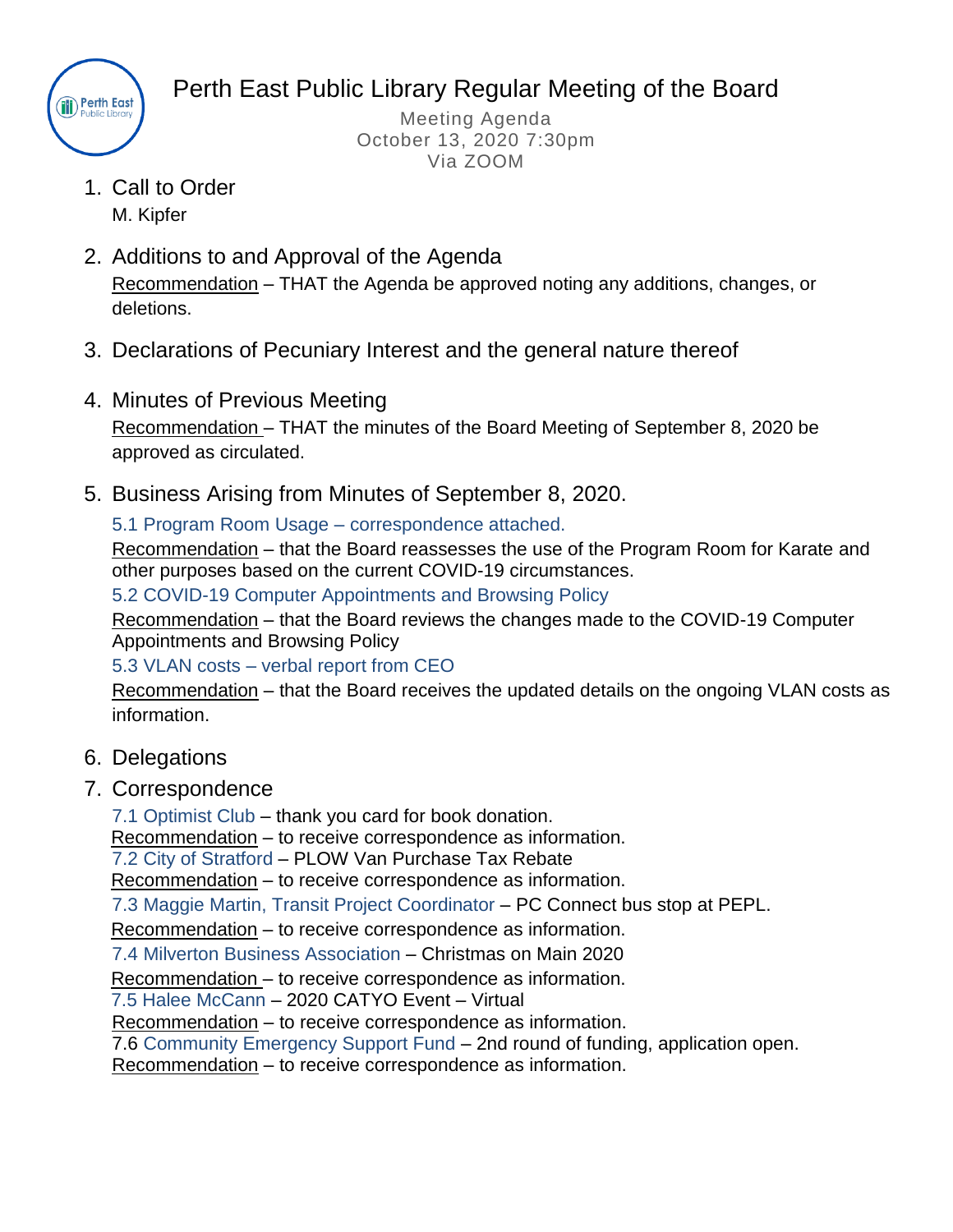# Perth East Public Library Regular Meeting of the Board

Meeting Agenda
October 13, 2020 7:30pm
Via ZOOM

1. Call to Order
   M. Kipfer

2. Additions to and Approval of the Agenda
   Recommendation – THAT the Agenda be approved noting any additions, changes, or deletions.

3. Declarations of Pecuniary Interest and the general nature thereof

4. Minutes of Previous Meeting
   Recommendation – THAT the minutes of the Board Meeting of September 8, 2020 be approved as circulated.

5. Business Arising from Minutes of September 8, 2020.

   5.1 Program Room Usage – correspondence attached.
   Recommendation – that the Board reassesses the use of the Program Room for Karate and other purposes based on the current COVID-19 circumstances.
   5.2 COVID-19 Computer Appointments and Browsing Policy
   Recommendation – that the Board reviews the changes made to the COVID-19 Computer Appointments and Browsing Policy
   5.3 VLAN costs – verbal report from CEO
   Recommendation – that the Board receives the updated details on the ongoing VLAN costs as information.

6. Delegations

7. Correspondence

   7.1 Optimist Club – thank you card for book donation.
   Recommendation – to receive correspondence as information.
   7.2 City of Stratford – PLOW Van Purchase Tax Rebate
   Recommendation – to receive correspondence as information.
   7.3 Maggie Martin, Transit Project Coordinator – PC Connect bus stop at PEPL.
   Recommendation – to receive correspondence as information.
   7.4 Milverton Business Association – Christmas on Main 2020
   Recommendation – to receive correspondence as information.
   7.5 Halee McCann – 2020 CATYO Event – Virtual
   Recommendation – to receive correspondence as information.
   7.6 Community Emergency Support Fund – 2nd round of funding, application open.
   Recommendation – to receive correspondence as information.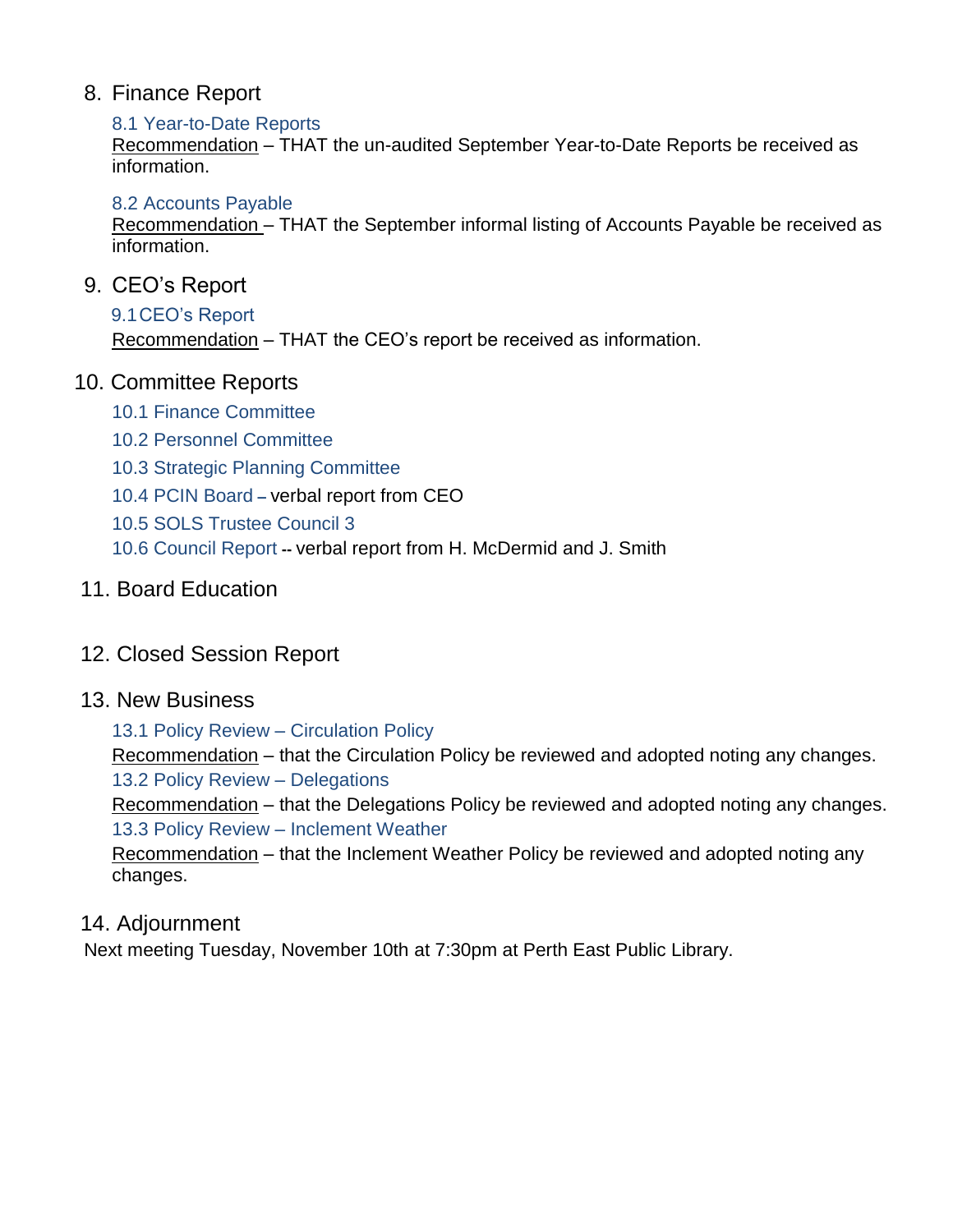## 8. Finance Report

### 8.1 Year-to-Date Reports

Recommendation – THAT the un-audited September Year-to-Date Reports be received as information.

### 8.2 Accounts Payable

Recommendation – THAT the September informal listing of Accounts Payable be received as information.

## 9. CEO's Report

### 9.1 CEO's Report

Recommendation – THAT the CEO's report be received as information.

## 10. Committee Reports

### 10.1 Finance Committee

### 10.2 Personnel Committee

### 10.3 Strategic Planning Committee

### 10.4 PCIN Board – verbal report from CEO

### 10.5 SOLS Trustee Council 3

### 10.6 Council Report -- verbal report from H. McDermid and J. Smith

## 11. Board Education

## 12. Closed Session Report

## 13. New Business

### 13.1 Policy Review – Circulation Policy

Recommendation – that the Circulation Policy be reviewed and adopted noting any changes.

### 13.2 Policy Review – Delegations

Recommendation – that the Delegations Policy be reviewed and adopted noting any changes.

### 13.3 Policy Review – Inclement Weather

Recommendation – that the Inclement Weather Policy be reviewed and adopted noting any changes.

## 14. Adjournment

Next meeting Tuesday, November 10th at 7:30pm at Perth East Public Library.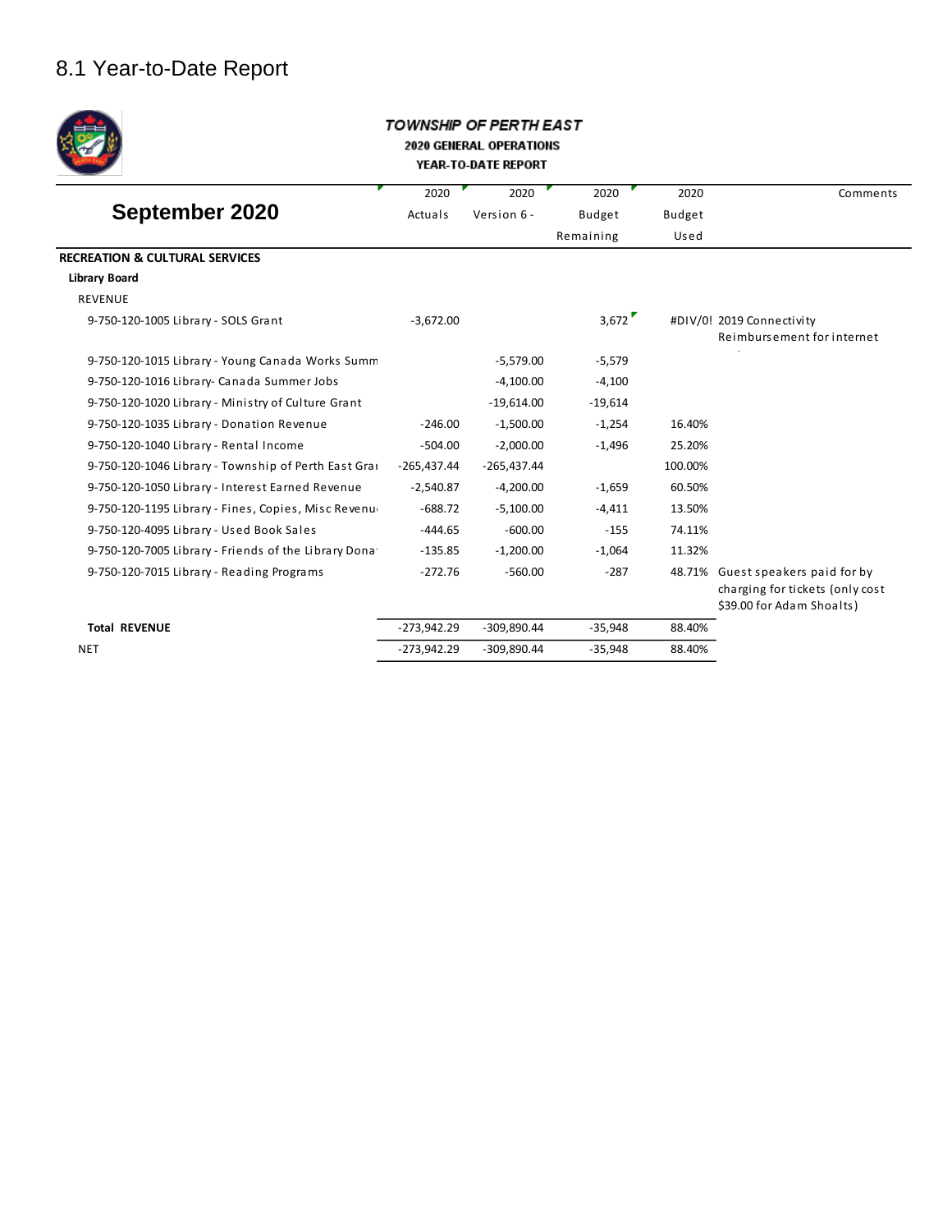## 8.1 Year-to-Date Report

***TOWNSHIP OF PERTH EAST***

**2020 GENERAL OPERATIONS**

**YEAR-TO-DATE REPORT**

| **September 2020** | 2020 Actuals | 2020 Version 6 - | 2020 Budget Remaining | 2020 Budget Used | Comments |
|---|---|---|---|---|---|
| **RECREATION & CULTURAL SERVICES** | | | | | |
| **Library Board** | | | | | |
| REVENUE | | | | | |
| 9-750-120-1005 Library - SOLS Grant | -3,672.00 | | 3,672 | #DIV/0! | 2019 Connectivity Reimbursement for internet |
| 9-750-120-1015 Library - Young Canada Works Summ | | -5,579.00 | -5,579 | | |
| 9-750-120-1016 Library- Canada Summer Jobs | | -4,100.00 | -4,100 | | |
| 9-750-120-1020 Library - Ministry of Culture Grant | | -19,614.00 | -19,614 | | |
| 9-750-120-1035 Library - Donation Revenue | -246.00 | -1,500.00 | -1,254 | 16.40% | |
| 9-750-120-1040 Library - Rental Income | -504.00 | -2,000.00 | -1,496 | 25.20% | |
| 9-750-120-1046 Library - Township of Perth East Grai | -265,437.44 | -265,437.44 | | 100.00% | |
| 9-750-120-1050 Library - Interest Earned Revenue | -2,540.87 | -4,200.00 | -1,659 | 60.50% | |
| 9-750-120-1195 Library - Fines, Copies, Misc Revenu | -688.72 | -5,100.00 | -4,411 | 13.50% | |
| 9-750-120-4095 Library - Used Book Sales | -444.65 | -600.00 | -155 | 74.11% | |
| 9-750-120-7005 Library - Friends of the Library Dona | -135.85 | -1,200.00 | -1,064 | 11.32% | |
| 9-750-120-7015 Library - Reading Programs | -272.76 | -560.00 | -287 | 48.71% | Guest speakers paid for by charging for tickets (only cost $39.00 for Adam Shoalts) |
| **Total REVENUE** | -273,942.29 | -309,890.44 | -35,948 | 88.40% | |
| NET | -273,942.29 | -309,890.44 | -35,948 | 88.40% | |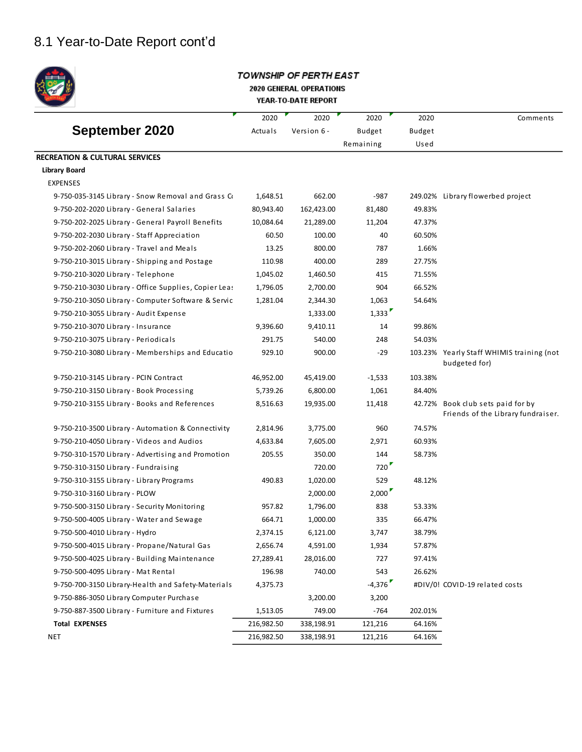# 8.1 Year-to-Date Report cont'd

**TOWNSHIP OF PERTH EAST**
**2020 GENERAL OPERATIONS**
**YEAR-TO-DATE REPORT**

| September 2020 | 2020 Actuals | 2020 Version 6 - | 2020 Budget Remaining | 2020 Budget Used | Comments |
|---|---|---|---|---|---|
| **RECREATION & CULTURAL SERVICES** | | | | | |
| **Library Board** | | | | | |
| EXPENSES | | | | | |
| 9-750-035-3145 Library - Snow Removal and Grass Cu | 1,648.51 | 662.00 | -987 | 249.02% | Library flowerbed project |
| 9-750-202-2020 Library - General Salaries | 80,943.40 | 162,423.00 | 81,480 | 49.83% | |
| 9-750-202-2025 Library - General Payroll Benefits | 10,084.64 | 21,289.00 | 11,204 | 47.37% | |
| 9-750-202-2030 Library - Staff Appreciation | 60.50 | 100.00 | 40 | 60.50% | |
| 9-750-202-2060 Library - Travel and Meals | 13.25 | 800.00 | 787 | 1.66% | |
| 9-750-210-3015 Library - Shipping and Postage | 110.98 | 400.00 | 289 | 27.75% | |
| 9-750-210-3020 Library - Telephone | 1,045.02 | 1,460.50 | 415 | 71.55% | |
| 9-750-210-3030 Library - Office Supplies, Copier Leas | 1,796.05 | 2,700.00 | 904 | 66.52% | |
| 9-750-210-3050 Library - Computer Software & Servic | 1,281.04 | 2,344.30 | 1,063 | 54.64% | |
| 9-750-210-3055 Library - Audit Expense | | 1,333.00 | 1,333 | | |
| 9-750-210-3070 Library - Insurance | 9,396.60 | 9,410.11 | 14 | 99.86% | |
| 9-750-210-3075 Library - Periodicals | 291.75 | 540.00 | 248 | 54.03% | |
| 9-750-210-3080 Library - Memberships and Educatio | 929.10 | 900.00 | -29 | 103.23% | Yearly Staff WHIMIS training (not budgeted for) |
| 9-750-210-3145 Library - PCIN Contract | 46,952.00 | 45,419.00 | -1,533 | 103.38% | |
| 9-750-210-3150 Library - Book Processing | 5,739.26 | 6,800.00 | 1,061 | 84.40% | |
| 9-750-210-3155 Library - Books and References | 8,516.63 | 19,935.00 | 11,418 | 42.72% | Book club sets paid for by Friends of the Library fundraiser. |
| 9-750-210-3500 Library - Automation & Connectivity | 2,814.96 | 3,775.00 | 960 | 74.57% | |
| 9-750-210-4050 Library - Videos and Audios | 4,633.84 | 7,605.00 | 2,971 | 60.93% | |
| 9-750-310-1570 Library - Advertising and Promotion | 205.55 | 350.00 | 144 | 58.73% | |
| 9-750-310-3150 Library - Fundraising | | 720.00 | 720 | | |
| 9-750-310-3155 Library - Library Programs | 490.83 | 1,020.00 | 529 | 48.12% | |
| 9-750-310-3160 Library - PLOW | | 2,000.00 | 2,000 | | |
| 9-750-500-3150 Library - Security Monitoring | 957.82 | 1,796.00 | 838 | 53.33% | |
| 9-750-500-4005 Library - Water and Sewage | 664.71 | 1,000.00 | 335 | 66.47% | |
| 9-750-500-4010 Library - Hydro | 2,374.15 | 6,121.00 | 3,747 | 38.79% | |
| 9-750-500-4015 Library - Propane/Natural Gas | 2,656.74 | 4,591.00 | 1,934 | 57.87% | |
| 9-750-500-4025 Library - Building Maintenance | 27,289.41 | 28,016.00 | 727 | 97.41% | |
| 9-750-500-4095 Library - Mat Rental | 196.98 | 740.00 | 543 | 26.62% | |
| 9-750-700-3150 Library-Health and Safety-Materials | 4,375.73 | | -4,376 | #DIV/0! | COVID-19 related costs |
| 9-750-886-3050 Library Computer Purchase | | 3,200.00 | 3,200 | | |
| 9-750-887-3500 Library - Furniture and Fixtures | 1,513.05 | 749.00 | -764 | 202.01% | |
| **Total EXPENSES** | 216,982.50 | 338,198.91 | 121,216 | 64.16% | |
| NET | 216,982.50 | 338,198.91 | 121,216 | 64.16% | |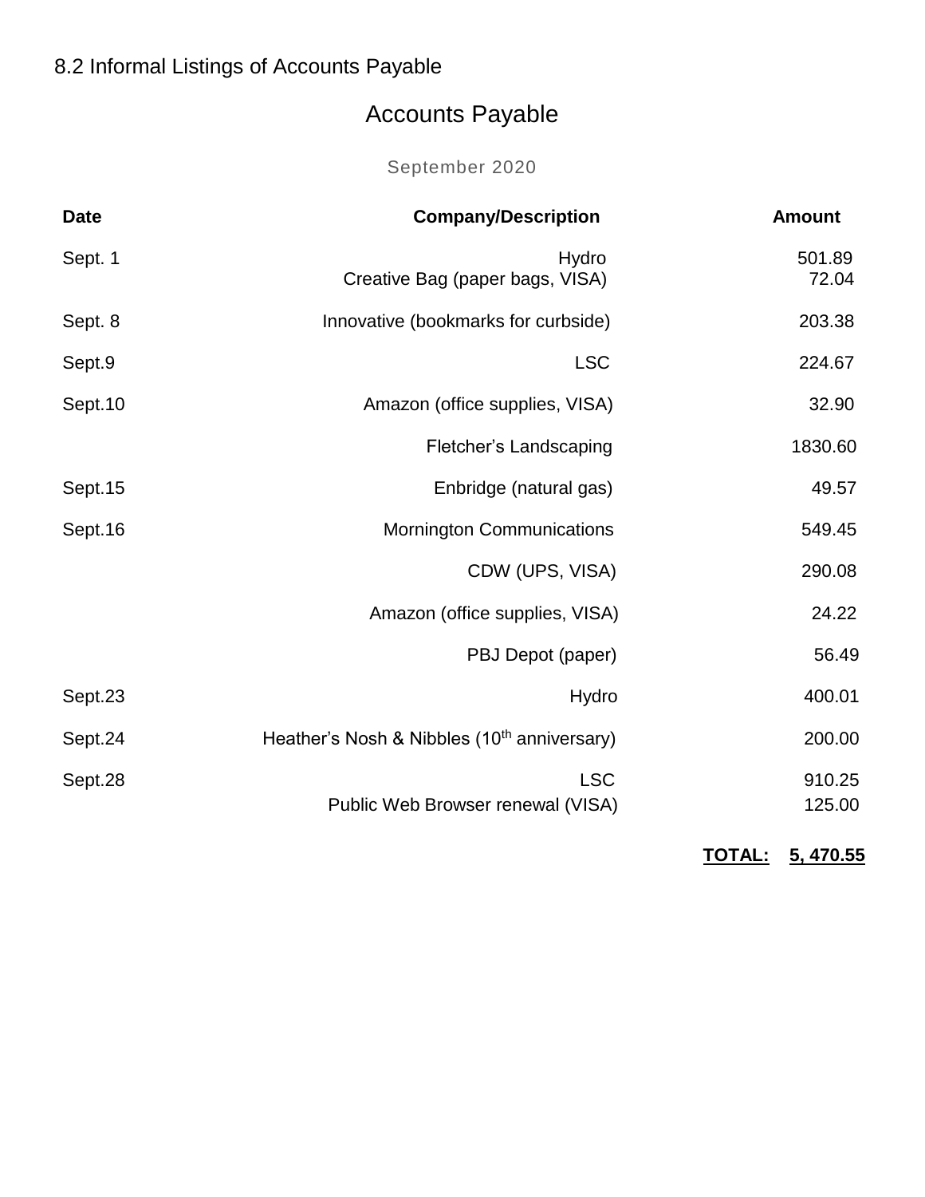8.2 Informal Listings of Accounts Payable

# Accounts Payable

September 2020

| Date | Company/Description | Amount |
|---|---|---|
| Sept. 1 | Hydro | 501.89 |
| | Creative Bag (paper bags, VISA) | 72.04 |
| Sept. 8 | Innovative (bookmarks for curbside) | 203.38 |
| Sept.9 | LSC | 224.67 |
| Sept.10 | Amazon (office supplies, VISA) | 32.90 |
| | Fletcher's Landscaping | 1830.60 |
| Sept.15 | Enbridge (natural gas) | 49.57 |
| Sept.16 | Mornington Communications | 549.45 |
| | CDW (UPS, VISA) | 290.08 |
| | Amazon (office supplies, VISA) | 24.22 |
| | PBJ Depot (paper) | 56.49 |
| Sept.23 | Hydro | 400.01 |
| Sept.24 | Heather's Nosh & Nibbles (10th anniversary) | 200.00 |
| Sept.28 | LSC | 910.25 |
| | Public Web Browser renewal (VISA) | 125.00 |
| | **TOTAL:** | **5, 470.55** |